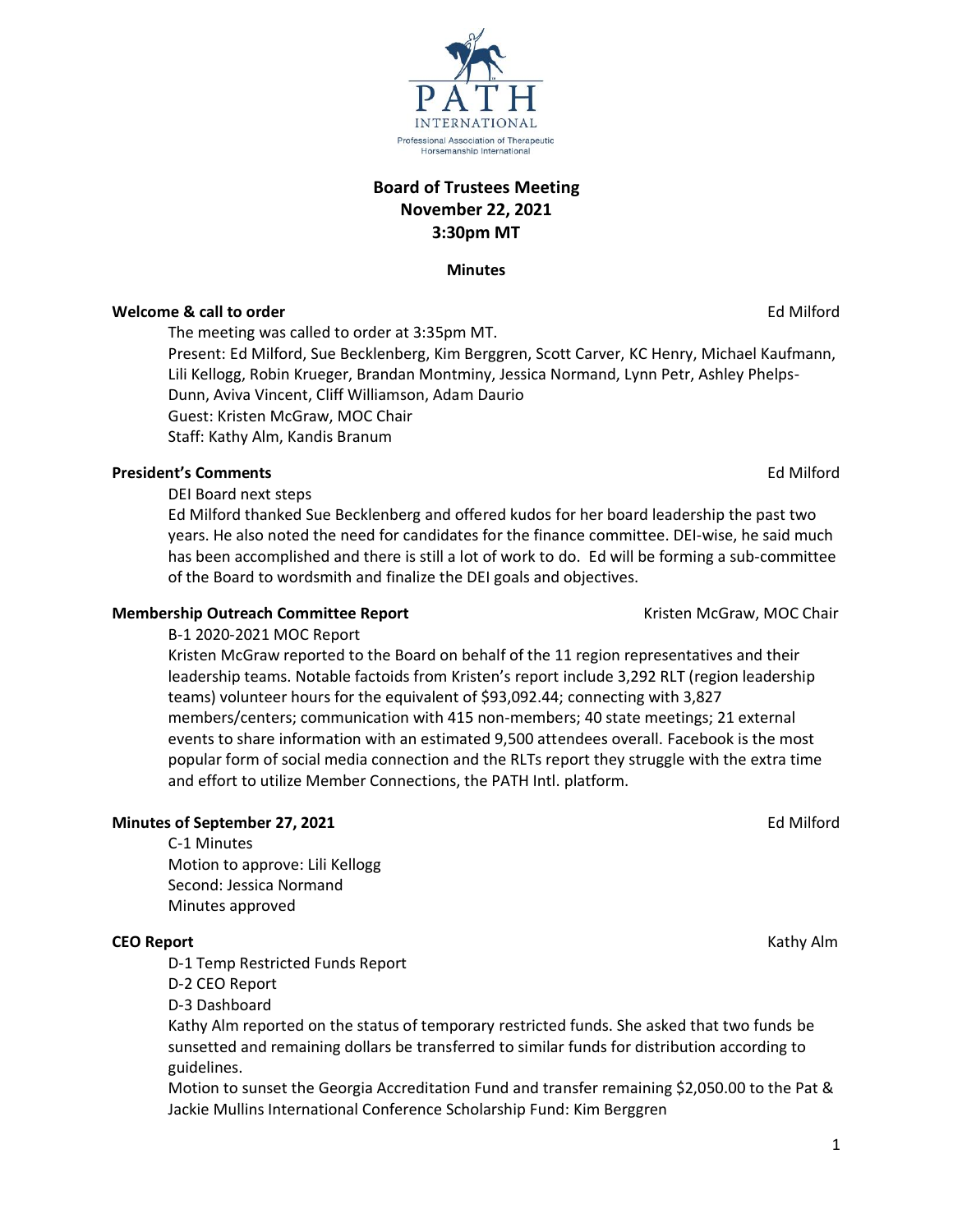PATH INTERNATIONAL
Professional Association of Therapeutic Horsemanship International

# Board of Trustees Meeting
## November 22, 2021
## 3:30pm MT

**Minutes**

**Welcome & call to order** — Ed Milford

The meeting was called to order at 3:35pm MT.
Present: Ed Milford, Sue Becklenberg, Kim Berggren, Scott Carver, KC Henry, Michael Kaufmann, Lili Kellogg, Robin Krueger, Brandan Montminy, Jessica Normand, Lynn Petr, Ashley Phelps-Dunn, Aviva Vincent, Cliff Williamson, Adam Daurio
Guest: Kristen McGraw, MOC Chair
Staff: Kathy Alm, Kandis Branum

**President's Comments** — Ed Milford

DEI Board next steps
Ed Milford thanked Sue Becklenberg and offered kudos for her board leadership the past two years. He also noted the need for candidates for the finance committee. DEI-wise, he said much has been accomplished and there is still a lot of work to do. Ed will be forming a sub-committee of the Board to wordsmith and finalize the DEI goals and objectives.

**Membership Outreach Committee Report** — Kristen McGraw, MOC Chair

B-1 2020-2021 MOC Report
Kristen McGraw reported to the Board on behalf of the 11 region representatives and their leadership teams. Notable factoids from Kristen's report include 3,292 RLT (region leadership teams) volunteer hours for the equivalent of $93,092.44; connecting with 3,827 members/centers; communication with 415 non-members; 40 state meetings; 21 external events to share information with an estimated 9,500 attendees overall. Facebook is the most popular form of social media connection and the RLTs report they struggle with the extra time and effort to utilize Member Connections, the PATH Intl. platform.

**Minutes of September 27, 2021** — Ed Milford

C-1 Minutes
Motion to approve: Lili Kellogg
Second: Jessica Normand
Minutes approved

**CEO Report** — Kathy Alm

D-1 Temp Restricted Funds Report
D-2 CEO Report
D-3 Dashboard
Kathy Alm reported on the status of temporary restricted funds. She asked that two funds be sunsetted and remaining dollars be transferred to similar funds for distribution according to guidelines.
Motion to sunset the Georgia Accreditation Fund and transfer remaining $2,050.00 to the Pat & Jackie Mullins International Conference Scholarship Fund: Kim Berggren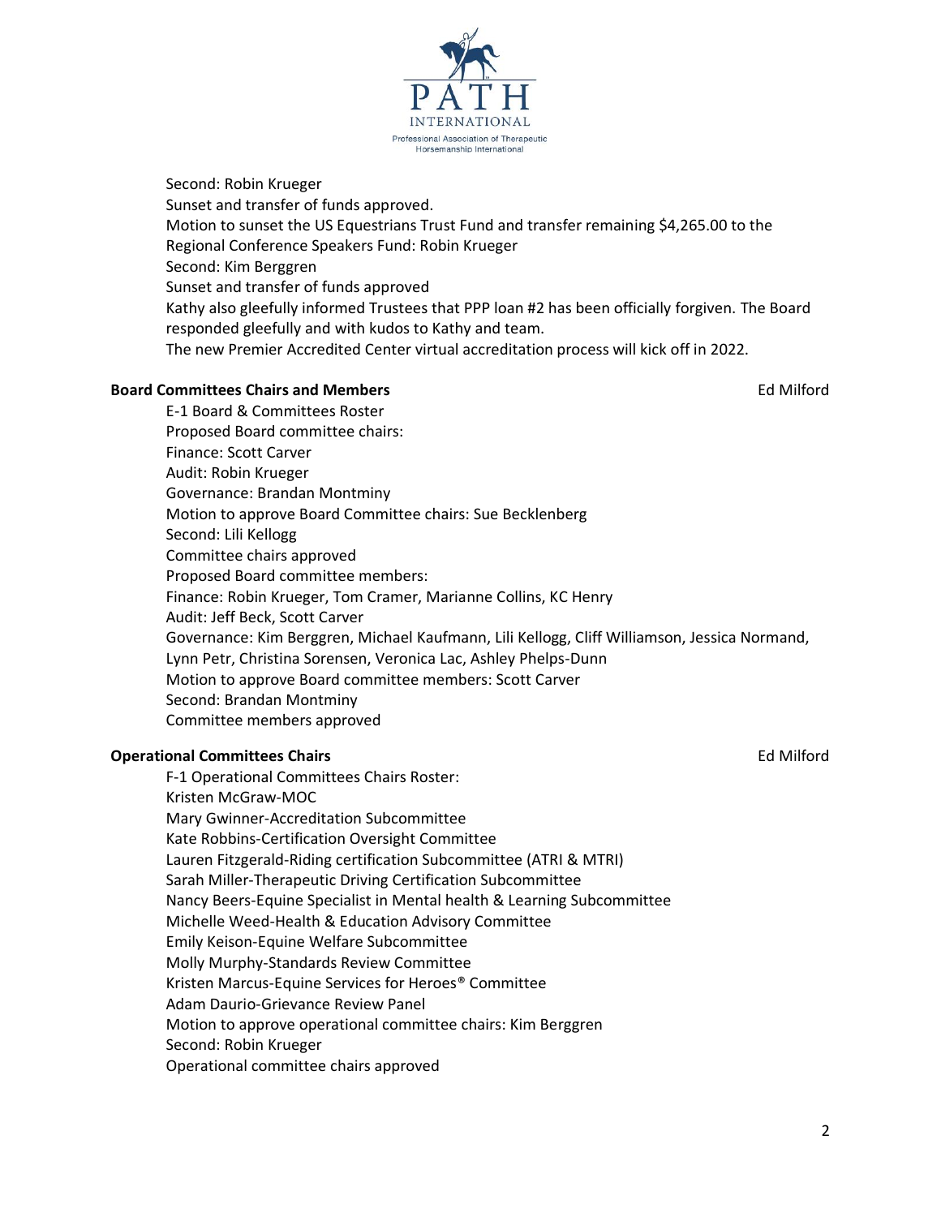Second: Robin Krueger
Sunset and transfer of funds approved.
Motion to sunset the US Equestrians Trust Fund and transfer remaining $4,265.00 to the Regional Conference Speakers Fund: Robin Krueger
Second: Kim Berggren
Sunset and transfer of funds approved
Kathy also gleefully informed Trustees that PPP loan #2 has been officially forgiven. The Board responded gleefully and with kudos to Kathy and team.
The new Premier Accredited Center virtual accreditation process will kick off in 2022.

**Board Committees Chairs and Members** Ed Milford

E-1 Board & Committees Roster
Proposed Board committee chairs:
Finance: Scott Carver
Audit: Robin Krueger
Governance: Brandan Montminy
Motion to approve Board Committee chairs: Sue Becklenberg
Second: Lili Kellogg
Committee chairs approved
Proposed Board committee members:
Finance: Robin Krueger, Tom Cramer, Marianne Collins, KC Henry
Audit: Jeff Beck, Scott Carver
Governance: Kim Berggren, Michael Kaufmann, Lili Kellogg, Cliff Williamson, Jessica Normand, Lynn Petr, Christina Sorensen, Veronica Lac, Ashley Phelps-Dunn
Motion to approve Board committee members: Scott Carver
Second: Brandan Montminy
Committee members approved

**Operational Committees Chairs** Ed Milford

F-1 Operational Committees Chairs Roster:
Kristen McGraw-MOC
Mary Gwinner-Accreditation Subcommittee
Kate Robbins-Certification Oversight Committee
Lauren Fitzgerald-Riding certification Subcommittee (ATRI & MTRI)
Sarah Miller-Therapeutic Driving Certification Subcommittee
Nancy Beers-Equine Specialist in Mental health & Learning Subcommittee
Michelle Weed-Health & Education Advisory Committee
Emily Keison-Equine Welfare Subcommittee
Molly Murphy-Standards Review Committee
Kristen Marcus-Equine Services for Heroes® Committee
Adam Daurio-Grievance Review Panel
Motion to approve operational committee chairs: Kim Berggren
Second: Robin Krueger
Operational committee chairs approved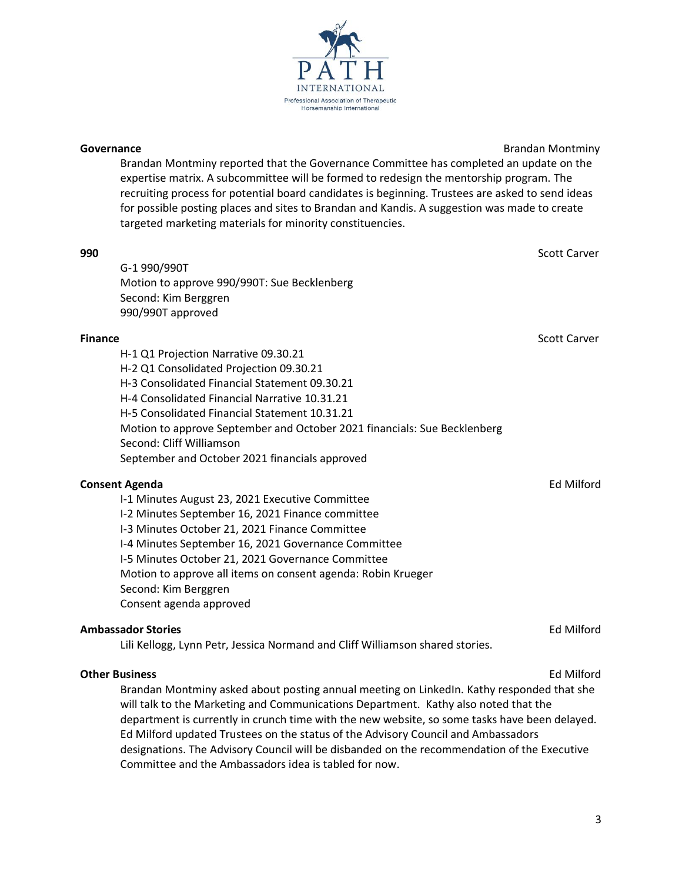**Governance** Brandan Montminy

Brandan Montminy reported that the Governance Committee has completed an update on the expertise matrix. A subcommittee will be formed to redesign the mentorship program. The recruiting process for potential board candidates is beginning. Trustees are asked to send ideas for possible posting places and sites to Brandan and Kandis. A suggestion was made to create targeted marketing materials for minority constituencies.

**990** Scott Carver

G-1 990/990T
Motion to approve 990/990T: Sue Becklenberg
Second: Kim Berggren
990/990T approved

**Finance** Scott Carver

H-1 Q1 Projection Narrative 09.30.21
H-2 Q1 Consolidated Projection 09.30.21
H-3 Consolidated Financial Statement 09.30.21
H-4 Consolidated Financial Narrative 10.31.21
H-5 Consolidated Financial Statement 10.31.21
Motion to approve September and October 2021 financials: Sue Becklenberg
Second: Cliff Williamson
September and October 2021 financials approved

**Consent Agenda** Ed Milford

I-1 Minutes August 23, 2021 Executive Committee
I-2 Minutes September 16, 2021 Finance committee
I-3 Minutes October 21, 2021 Finance Committee
I-4 Minutes September 16, 2021 Governance Committee
I-5 Minutes October 21, 2021 Governance Committee
Motion to approve all items on consent agenda: Robin Krueger
Second: Kim Berggren
Consent agenda approved

**Ambassador Stories** Ed Milford

Lili Kellogg, Lynn Petr, Jessica Normand and Cliff Williamson shared stories.

**Other Business** Ed Milford

Brandan Montminy asked about posting annual meeting on LinkedIn. Kathy responded that she will talk to the Marketing and Communications Department. Kathy also noted that the department is currently in crunch time with the new website, so some tasks have been delayed. Ed Milford updated Trustees on the status of the Advisory Council and Ambassadors designations. The Advisory Council will be disbanded on the recommendation of the Executive Committee and the Ambassadors idea is tabled for now.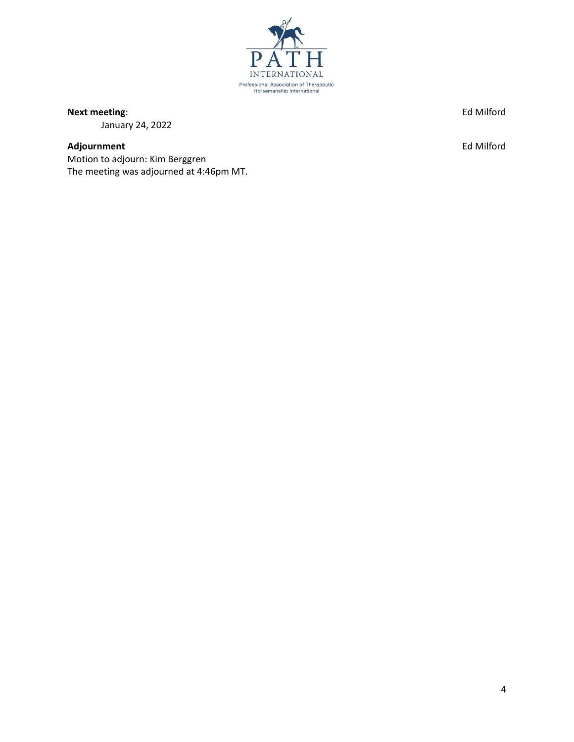**Next meeting**: Ed Milford

January 24, 2022

**Adjournment** Ed Milford

Motion to adjourn: Kim Berggren

The meeting was adjourned at 4:46pm MT.